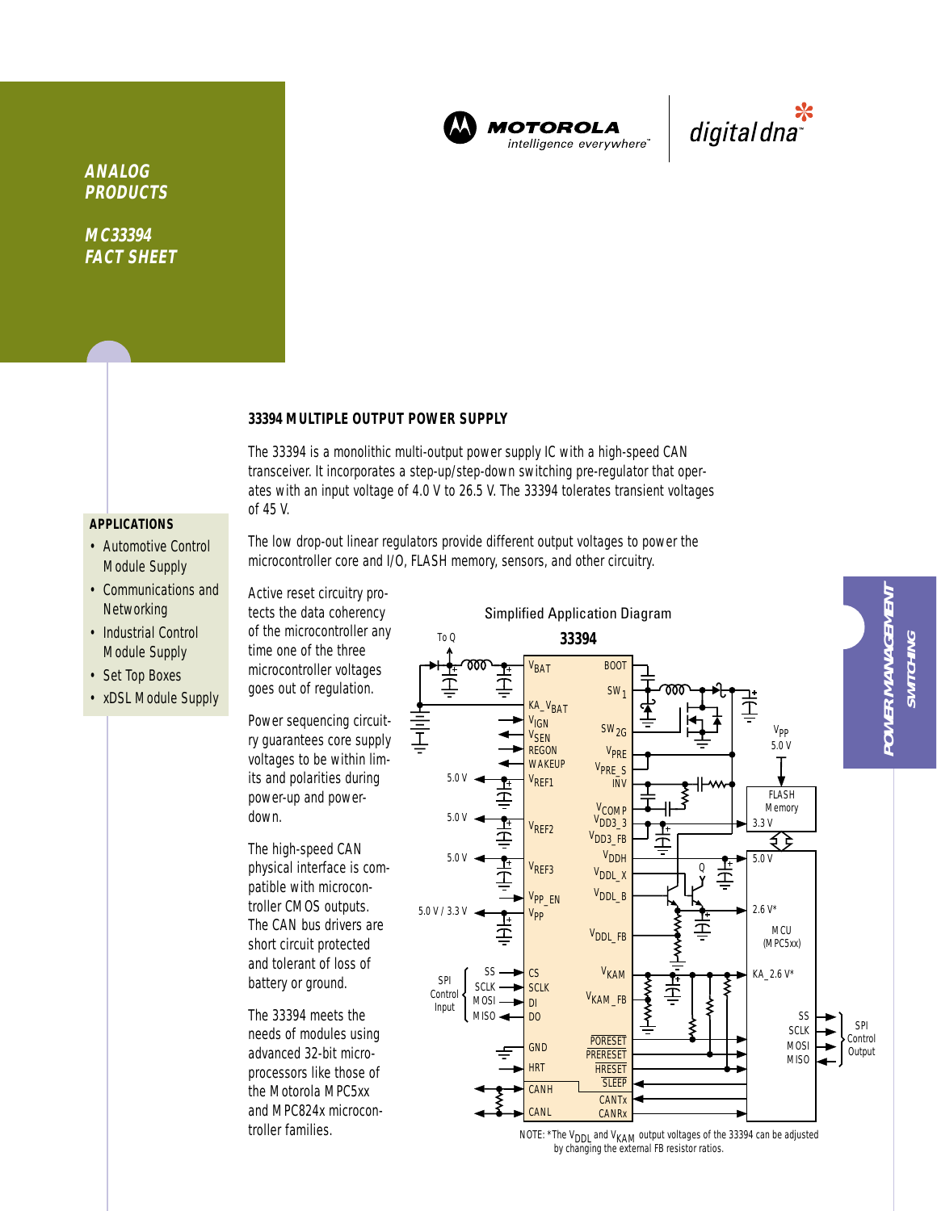ANALOG PRODUCTS

MC33394 FACT SHEET

MOTOROLA intelligence everywhere™ | digital dna™

## 33394 MULTIPLE OUTPUT POWER SUPPLY

The 33394 is a monolithic multi-output power supply IC with a high-speed CAN transceiver. It incorporates a step-up/step-down switching pre-regulator that operates with an input voltage of 4.0 V to 26.5 V. The 33394 tolerates transient voltages of 45 V.

The low drop-out linear regulators provide different output voltages to power the microcontroller core and I/O, FLASH memory, sensors, and other circuitry.

Active reset circuitry protects the data coherency of the microcontroller any time one of the three microcontroller voltages goes out of regulation.

Power sequencing circuitry guarantees core supply voltages to be within limits and polarities during power-up and power-down.

The high-speed CAN physical interface is compatible with microcontroller CMOS outputs. The CAN bus drivers are short circuit protected and tolerant of loss of battery or ground.

The 33394 meets the needs of modules using advanced 32-bit microprocessors like those of the Motorola MPC5xx and MPC824x microcontroller families.

### APPLICATIONS

- Automotive Control Module Supply
- Communications and Networking
- Industrial Control Module Supply
- Set Top Boxes
- xDSL Module Supply

Simplified Application Diagram

NOTE: *The $V_{DDL}$ and $V_{KAM}$ output voltages of the 33394 can be adjusted by changing the external FB resistor ratios.

POWER MANAGEMENT SWITCHING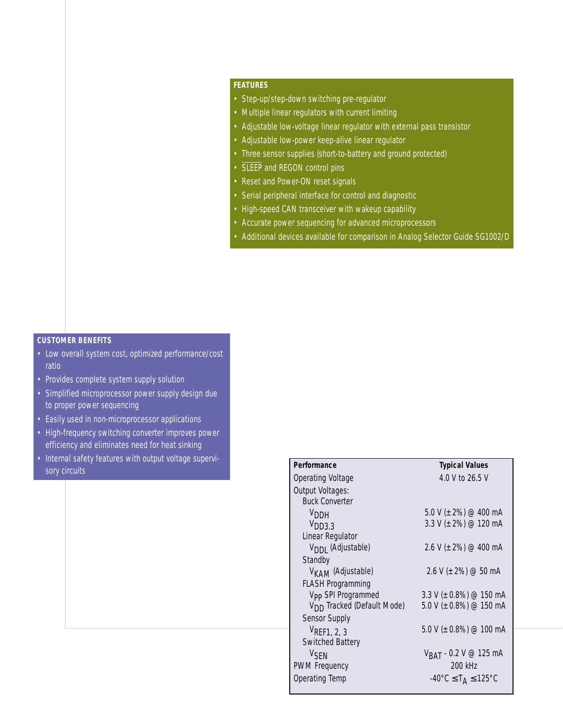## FEATURES

- Step-up/step-down switching pre-regulator
- Multiple linear regulators with current limiting
- Adjustable low-voltage linear regulator with external pass transistor
- Adjustable low-power keep-alive linear regulator
- Three sensor supplies (short-to-battery and ground protected)
- $\overline{\text{SLEEP}}$ and REGON control pins
- Reset and Power-ON reset signals
- Serial peripheral interface for control and diagnostic
- High-speed CAN transceiver with wakeup capability
- Accurate power sequencing for advanced microprocessors
- Additional devices available for comparison in Analog Selector Guide SG1002/D

## CUSTOMER BENEFITS

- Low overall system cost, optimized performance/cost ratio
- Provides complete system supply solution
- Simplified microprocessor power supply design due to proper power sequencing
- Easily used in non-microprocessor applications
- High-frequency switching converter improves power efficiency and eliminates need for heat sinking
- Internal safety features with output voltage supervisory circuits

| Performance | Typical Values |
|---|---|
| Operating Voltage | 4.0 V to 26.5 V |
| Output Voltages: | |
| Buck Converter | |
| $V_{DDH}$ | 5.0 V (±2%) @ 400 mA |
| $V_{DD3.3}$ | 3.3 V (±2%) @ 120 mA |
| Linear Regulator | |
| $V_{DDL}$ (Adjustable) | 2.6 V (±2%) @ 400 mA |
| Standby | |
| $V_{KAM}$ (Adjustable) | 2.6 V (±2%) @ 50 mA |
| FLASH Programming | |
| $V_{PP}$ SPI Programmed | 3.3 V (±0.8%) @ 150 mA |
| $V_{DD}$ Tracked (Default Mode) | 5.0 V (±0.8%) @ 150 mA |
| Sensor Supply | |
| $V_{REF1, 2, 3}$ | 5.0 V (±0.8%) @ 100 mA |
| Switched Battery | |
| $V_{SEN}$ | $V_{BAT}$ - 0.2 V @ 125 mA |
| PWM Frequency | 200 kHz |
| Operating Temp | $-40°C \leq T_A \leq 125°C$ |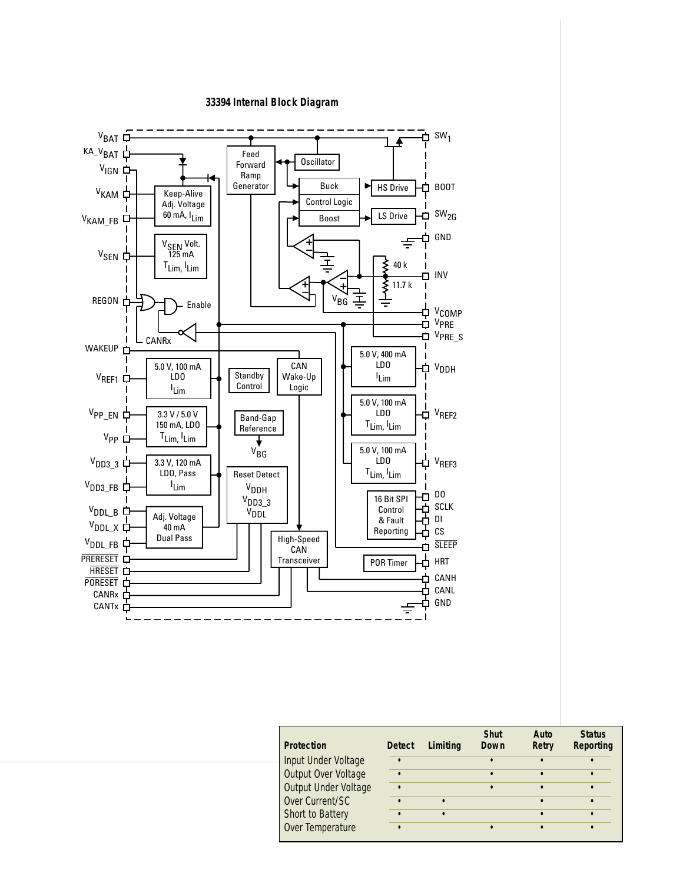## 33394 Internal Block Diagram

| Protection | Detect | Limiting | Shut Down | Auto Retry | Status Reporting |
|---|---|---|---|---|---|
| Input Under Voltage | • | | • | • | • |
| Output Over Voltage | • | | • | • | • |
| Output Under Voltage | • | | • | • | • |
| Over Current/SC | • | • | | • | • |
| Short to Battery | • | • | | • | • |
| Over Temperature | • | | • | • | • |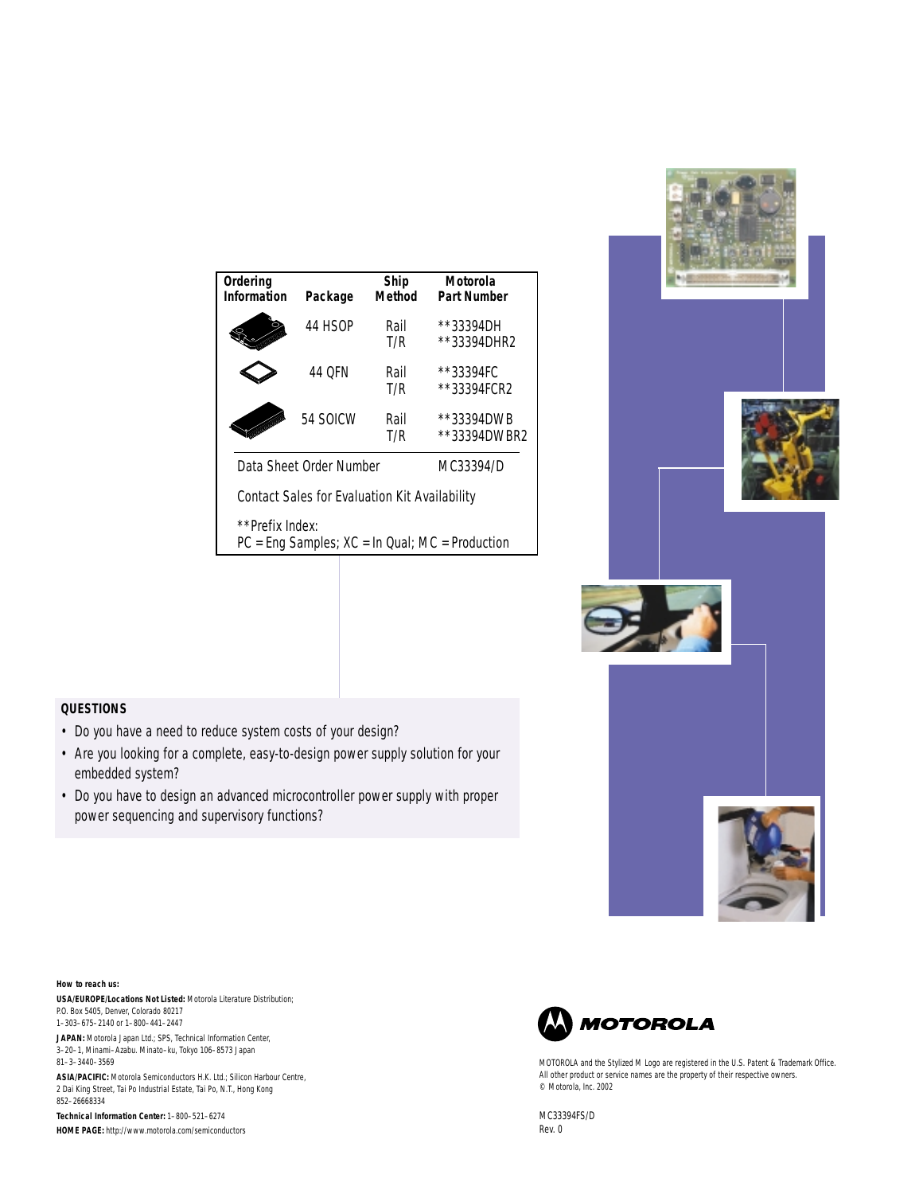| Ordering Information | Package | Ship Method | Motorola Part Number |
|---|---|---|---|
| | 44 HSOP | Rail<br>T/R | **33394DH<br>**33394DHR2 |
| | 44 QFN | Rail<br>T/R | **33394FC<br>**33394FCR2 |
| | 54 SOICW | Rail<br>T/R | **33394DWB<br>**33394DWBR2 |
| Data Sheet Order Number | | | MC33394/D |
| Contact Sales for Evaluation Kit Availability | | | |
| **Prefix Index:<br>PC = Eng Samples; XC = In Qual; MC = Production | | | |

**QUESTIONS**

- Do you have a need to reduce system costs of your design?
- Are you looking for a complete, easy-to-design power supply solution for your embedded system?
- Do you have to design an advanced microcontroller power supply with proper power sequencing and supervisory functions?

**How to reach us:**

**USA/EUROPE/Locations Not Listed:** Motorola Literature Distribution; P.O. Box 5405, Denver, Colorado 80217
1–303–675–2140 or 1–800–441–2447

**JAPAN:** Motorola Japan Ltd.; SPS, Technical Information Center, 3–20–1, Minami–Azabu. Minato–ku, Tokyo 106–8573 Japan
81–3–3440–3569

**ASIA/PACIFIC:** Motorola Semiconductors H.K. Ltd.; Silicon Harbour Centre, 2 Dai King Street, Tai Po Industrial Estate, Tai Po, N.T., Hong Kong
852–26668334

**Technical Information Center:** 1–800–521–6274

**HOME PAGE:** http://www.motorola.com/semiconductors

MOTOROLA

MOTOROLA and the Stylized M Logo are registered in the U.S. Patent & Trademark Office. All other product or service names are the property of their respective owners.
© Motorola, Inc. 2002

MC33394FS/D
Rev. 0